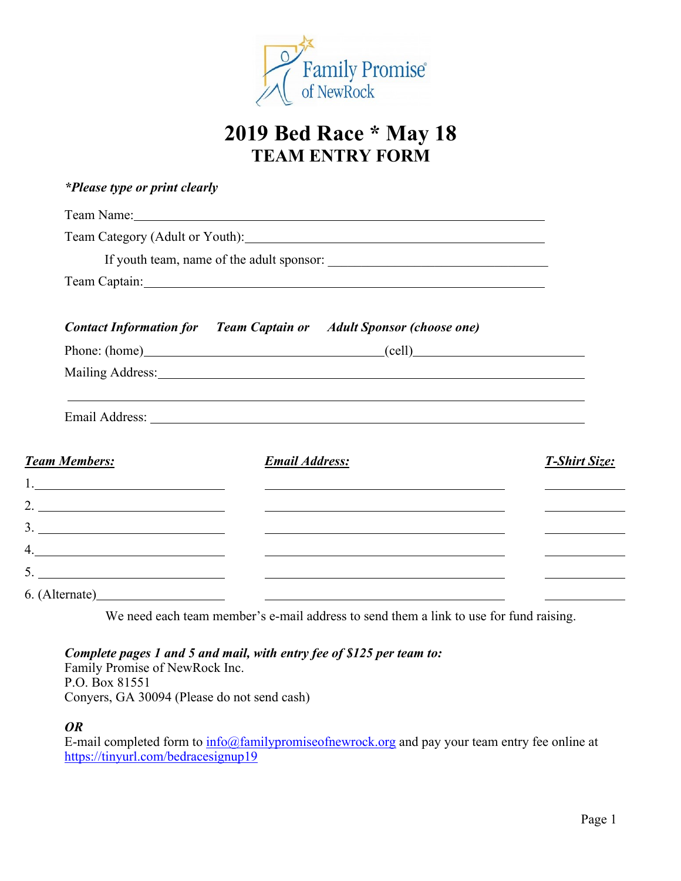Family Promise of NewRock

# 2019 Bed Race * May 18

## TEAM ENTRY FORM

***Please type or print clearly***

Team Name:\_\_\_\_\_\_\_\_\_\_\_\_\_\_\_\_\_\_\_\_\_\_\_\_\_\_\_\_\_\_\_\_\_\_\_\_\_\_\_\_\_\_\_\_\_\_\_\_

Team Category (Adult or Youth):\_\_\_\_\_\_\_\_\_\_\_\_\_\_\_\_\_\_\_\_\_\_\_\_\_\_\_\_\_\_\_\_\_\_\_\_

If youth team, name of the adult sponsor: \_\_\_\_\_\_\_\_\_\_\_\_\_\_\_\_\_\_\_\_\_\_\_\_\_\_\_

Team Captain:\_\_\_\_\_\_\_\_\_\_\_\_\_\_\_\_\_\_\_\_\_\_\_\_\_\_\_\_\_\_\_\_\_\_\_\_\_\_\_\_\_\_\_\_\_\_\_\_

***Contact Information for Team Captain or Adult Sponsor (choose one)***

Phone: (home)\_\_\_\_\_\_\_\_\_\_\_\_\_\_\_\_\_\_\_\_\_\_\_\_\_\_\_\_(cell)\_\_\_\_\_\_\_\_\_\_\_\_\_\_\_\_\_\_\_\_

Mailing Address:\_\_\_\_\_\_\_\_\_\_\_\_\_\_\_\_\_\_\_\_\_\_\_\_\_\_\_\_\_\_\_\_\_\_\_\_\_\_\_\_\_\_\_\_\_\_\_\_\_\_

\_\_\_\_\_\_\_\_\_\_\_\_\_\_\_\_\_\_\_\_\_\_\_\_\_\_\_\_\_\_\_\_\_\_\_\_\_\_\_\_\_\_\_\_\_\_\_\_\_\_\_\_\_\_\_\_\_\_\_\_\_\_\_\_

Email Address: \_\_\_\_\_\_\_\_\_\_\_\_\_\_\_\_\_\_\_\_\_\_\_\_\_\_\_\_\_\_\_\_\_\_\_\_\_\_\_\_\_\_\_\_\_\_\_\_\_\_\_

| ***Team Members:*** | ***Email Address:*** | ***T-Shirt Size:*** |
|---|---|---|
| 1. | | |
| 2. | | |
| 3. | | |
| 4. | | |
| 5. | | |
| 6. (Alternate) | | |

We need each team member's e-mail address to send them a link to use for fund raising.

***Complete pages 1 and 5 and mail, with entry fee of $125 per team to:***
Family Promise of NewRock Inc.
P.O. Box 81551
Conyers, GA 30094 (Please do not send cash)

***OR***
E-mail completed form to info@familypromiseofnewrock.org and pay your team entry fee online at https://tinyurl.com/bedracesignup19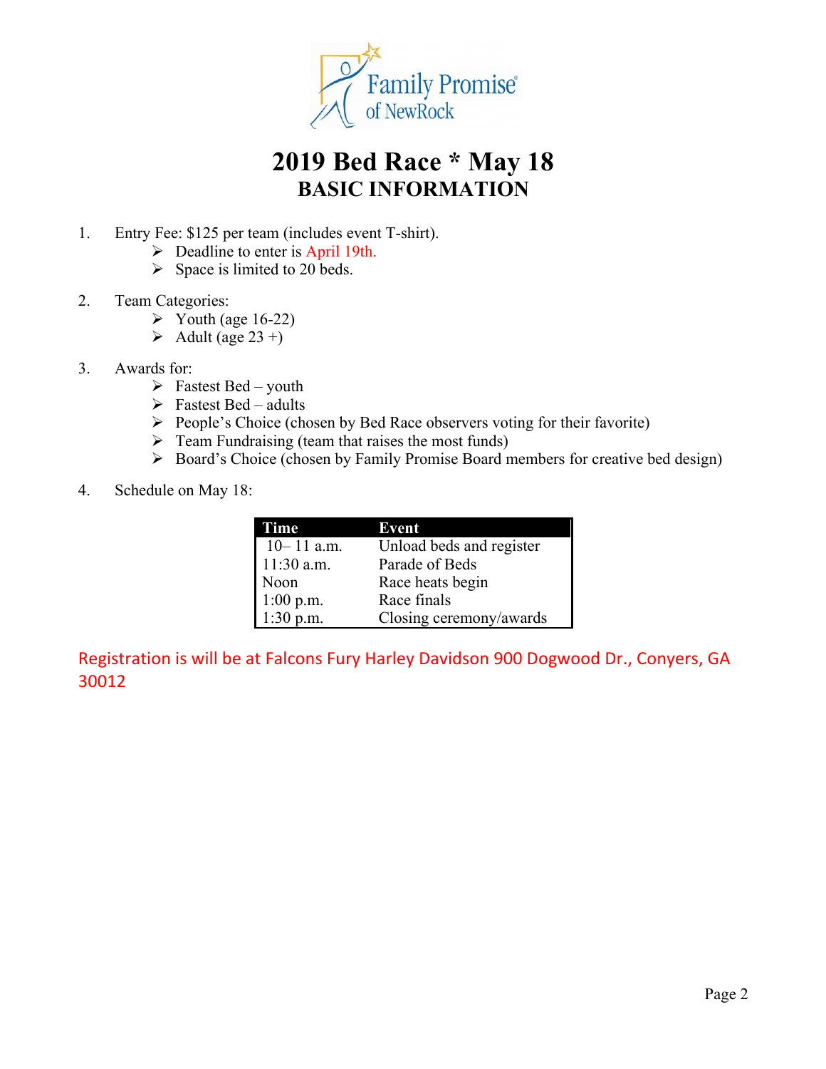# 2019 Bed Race * May 18

## BASIC INFORMATION

1. Entry Fee: $125 per team (includes event T-shirt).
   - Deadline to enter is April 19th.
   - Space is limited to 20 beds.

2. Team Categories:
   - Youth (age 16-22)
   - Adult (age 23 +)

3. Awards for:
   - Fastest Bed – youth
   - Fastest Bed – adults
   - People's Choice (chosen by Bed Race observers voting for their favorite)
   - Team Fundraising (team that raises the most funds)
   - Board's Choice (chosen by Family Promise Board members for creative bed design)

4. Schedule on May 18:

| Time | Event |
|---|---|
| 10– 11 a.m. | Unload beds and register |
| 11:30 a.m. | Parade of Beds |
| Noon | Race heats begin |
| 1:00 p.m. | Race finals |
| 1:30 p.m. | Closing ceremony/awards |

Registration is will be at Falcons Fury Harley Davidson 900 Dogwood Dr., Conyers, GA 30012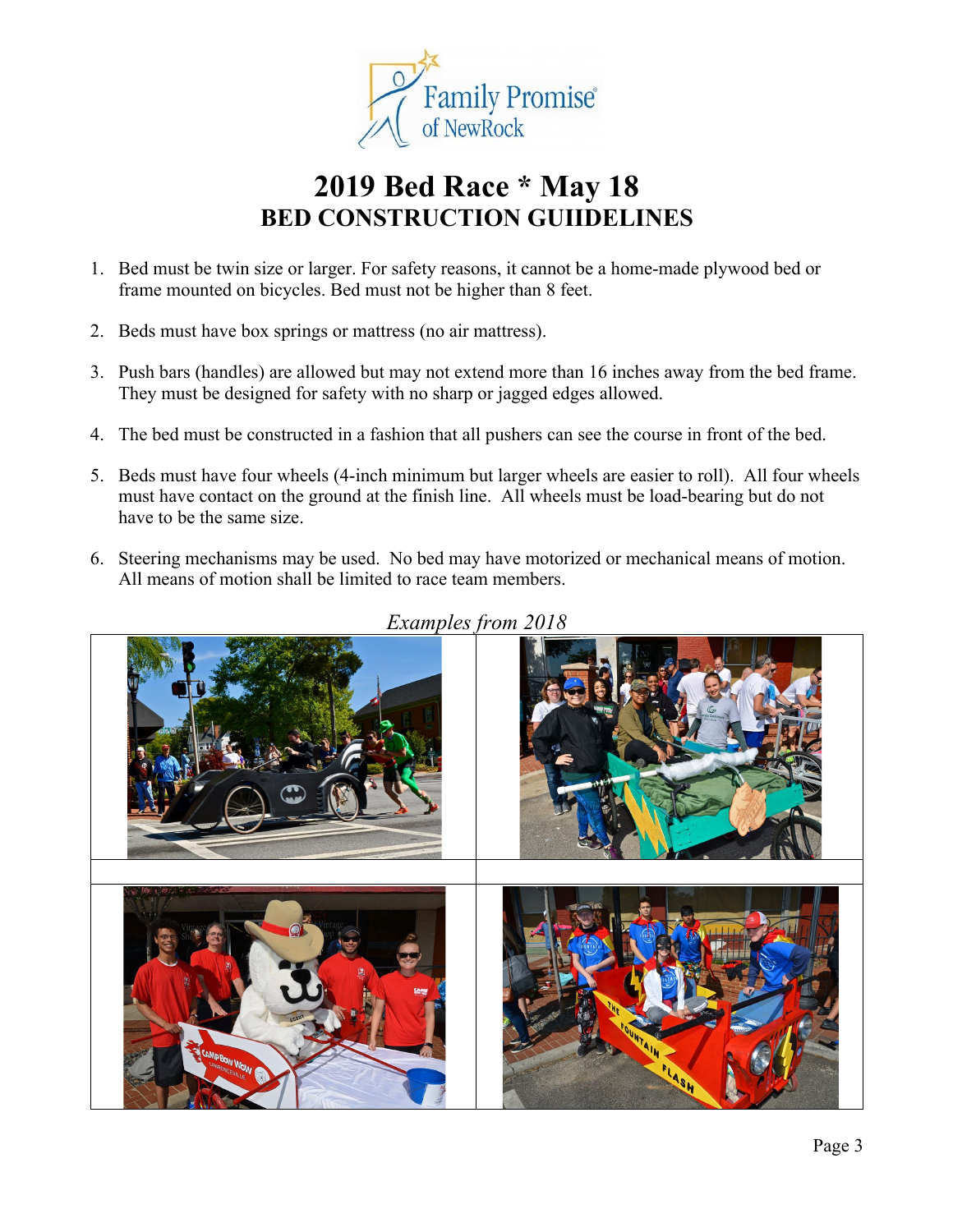# 2019 Bed Race * May 18

## BED CONSTRUCTION GUIIDELINES

1. Bed must be twin size or larger. For safety reasons, it cannot be a home-made plywood bed or frame mounted on bicycles. Bed must not be higher than 8 feet.

2. Beds must have box springs or mattress (no air mattress).

3. Push bars (handles) are allowed but may not extend more than 16 inches away from the bed frame. They must be designed for safety with no sharp or jagged edges allowed.

4. The bed must be constructed in a fashion that all pushers can see the course in front of the bed.

5. Beds must have four wheels (4-inch minimum but larger wheels are easier to roll). All four wheels must have contact on the ground at the finish line. All wheels must be load-bearing but do not have to be the same size.

6. Steering mechanisms may be used. No bed may have motorized or mechanical means of motion. All means of motion shall be limited to race team members.

*Examples from 2018*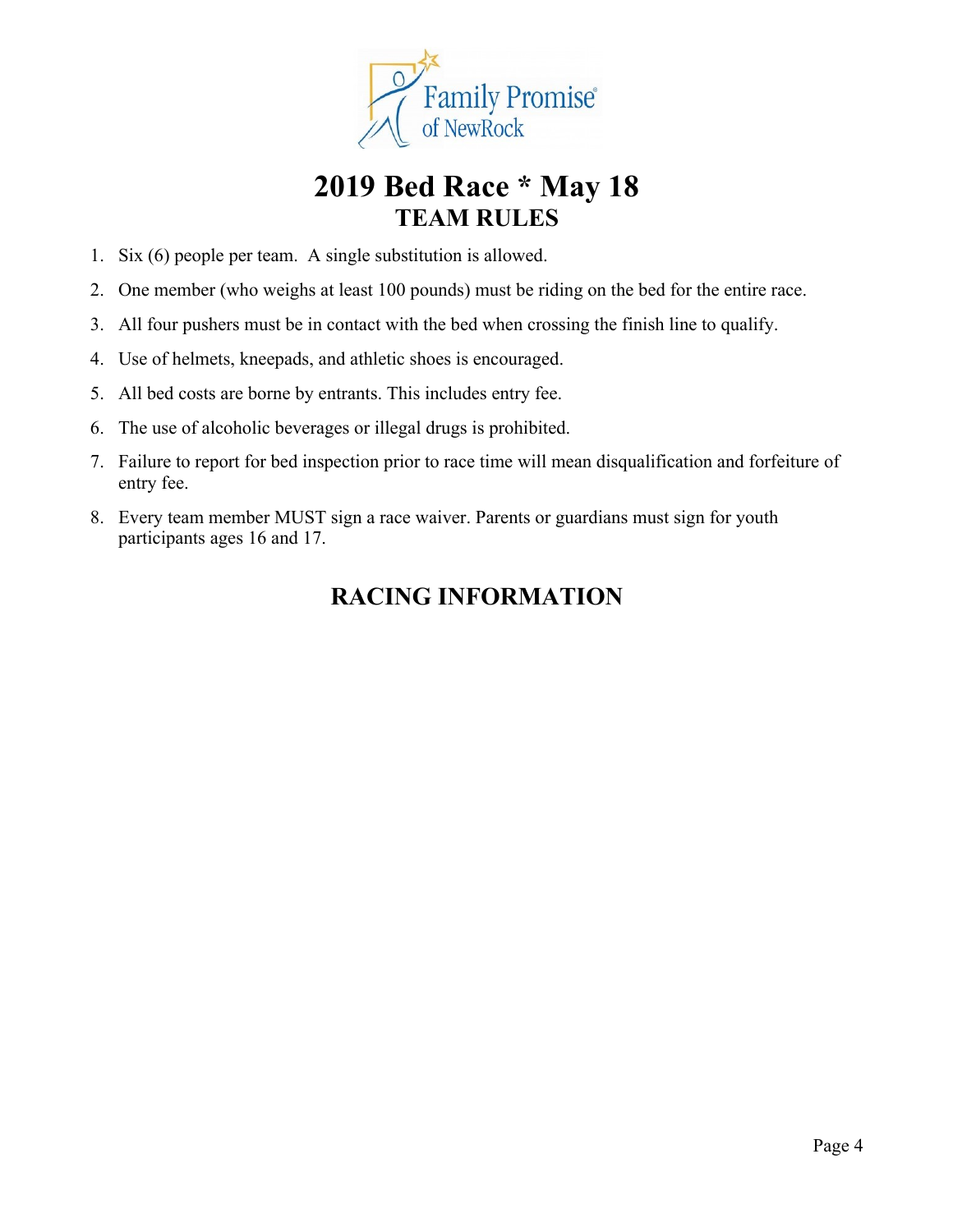Family Promise of NewRock

# 2019 Bed Race * May 18

## TEAM RULES

1. Six (6) people per team. A single substitution is allowed.
2. One member (who weighs at least 100 pounds) must be riding on the bed for the entire race.
3. All four pushers must be in contact with the bed when crossing the finish line to qualify.
4. Use of helmets, kneepads, and athletic shoes is encouraged.
5. All bed costs are borne by entrants. This includes entry fee.
6. The use of alcoholic beverages or illegal drugs is prohibited.
7. Failure to report for bed inspection prior to race time will mean disqualification and forfeiture of entry fee.
8. Every team member MUST sign a race waiver. Parents or guardians must sign for youth participants ages 16 and 17.

## RACING INFORMATION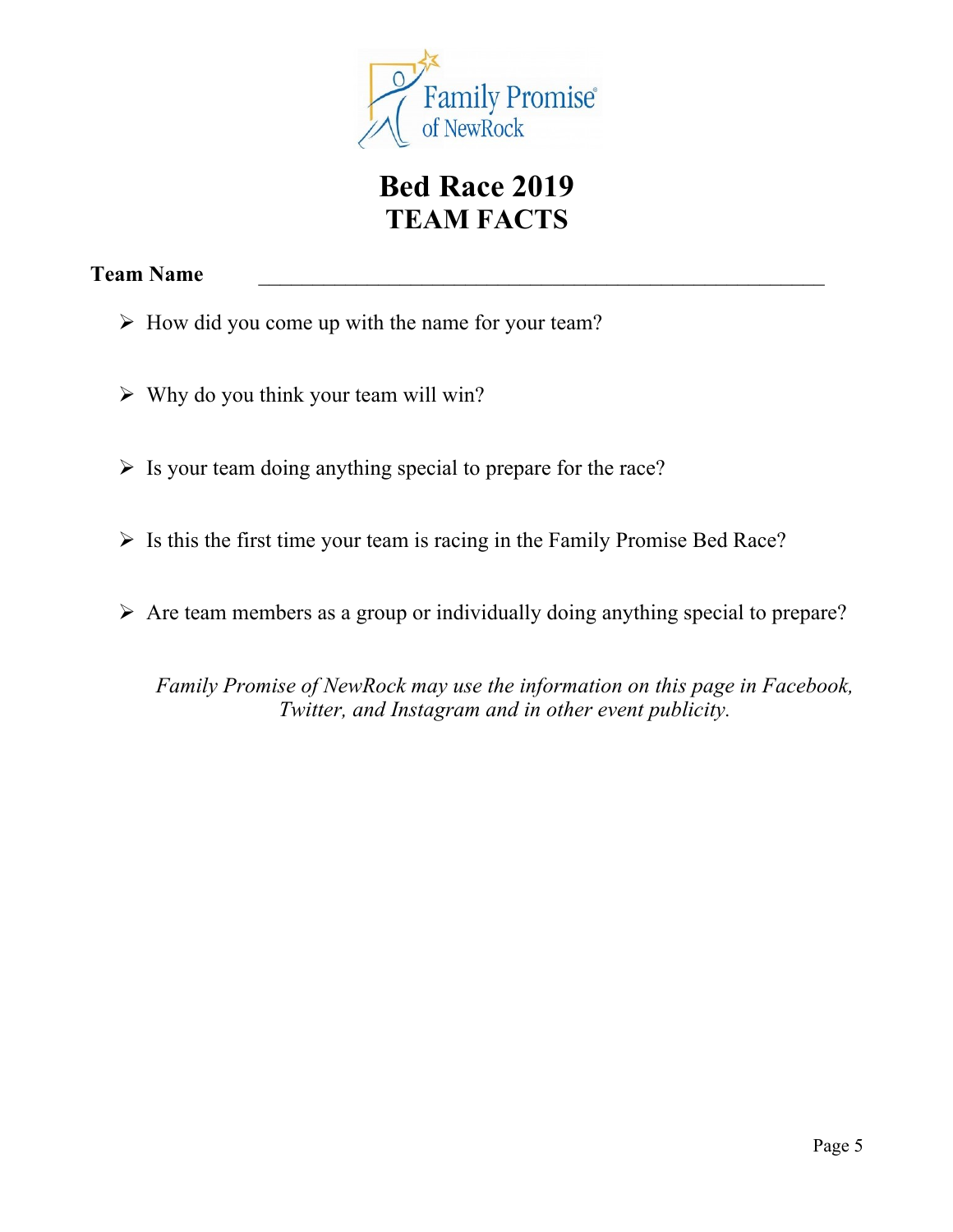Family Promise of NewRock

# Bed Race 2019
## TEAM FACTS

**Team Name** ______________________________________________________

- How did you come up with the name for your team?
- Why do you think your team will win?
- Is your team doing anything special to prepare for the race?
- Is this the first time your team is racing in the Family Promise Bed Race?
- Are team members as a group or individually doing anything special to prepare?

*Family Promise of NewRock may use the information on this page in Facebook, Twitter, and Instagram and in other event publicity.*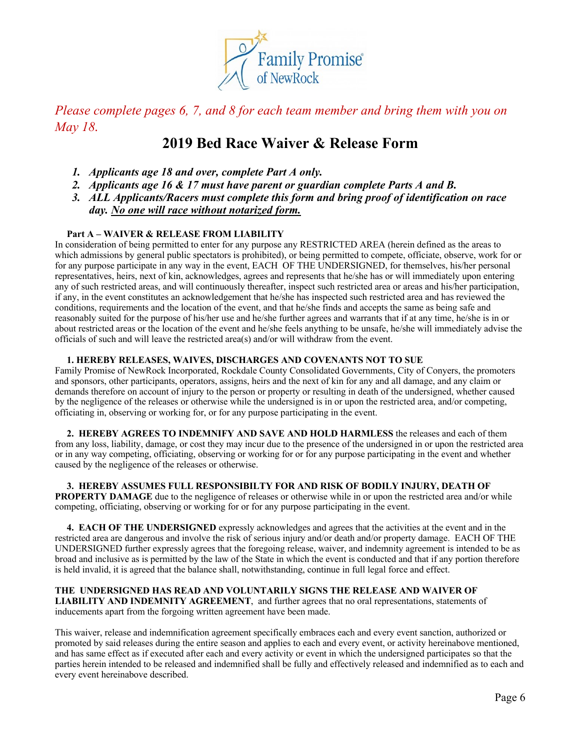Family Promise® of NewRock

*Please complete pages 6, 7, and 8 for each team member and bring them with you on May 18.*

# 2019 Bed Race Waiver & Release Form

1. ***Applicants age 18 and over, complete Part A only.***
2. ***Applicants age 16 & 17 must have parent or guardian complete Parts A and B.***
3. ***ALL Applicants/Racers must complete this form and bring proof of identification on race day. No one will race without notarized form.***

**Part A – WAIVER & RELEASE FROM LIABILITY**

In consideration of being permitted to enter for any purpose any RESTRICTED AREA (herein defined as the areas to which admissions by general public spectators is prohibited), or being permitted to compete, officiate, observe, work for or for any purpose participate in any way in the event, EACH OF THE UNDERSIGNED, for themselves, his/her personal representatives, heirs, next of kin, acknowledges, agrees and represents that he/she has or will immediately upon entering any of such restricted areas, and will continuously thereafter, inspect such restricted area or areas and his/her participation, if any, in the event constitutes an acknowledgement that he/she has inspected such restricted area and has reviewed the conditions, requirements and the location of the event, and that he/she finds and accepts the same as being safe and reasonably suited for the purpose of his/her use and he/she further agrees and warrants that if at any time, he/she is in or about restricted areas or the location of the event and he/she feels anything to be unsafe, he/she will immediately advise the officials of such and will leave the restricted area(s) and/or will withdraw from the event.

**1. HEREBY RELEASES, WAIVES, DISCHARGES AND COVENANTS NOT TO SUE** Family Promise of NewRock Incorporated, Rockdale County Consolidated Governments, City of Conyers, the promoters and sponsors, other participants, operators, assigns, heirs and the next of kin for any and all damage, and any claim or demands therefore on account of injury to the person or property or resulting in death of the undersigned, whether caused by the negligence of the releases or otherwise while the undersigned is in or upon the restricted area, and/or competing, officiating in, observing or working for, or for any purpose participating in the event.

**2. HEREBY AGREES TO INDEMNIFY AND SAVE AND HOLD HARMLESS** the releases and each of them from any loss, liability, damage, or cost they may incur due to the presence of the undersigned in or upon the restricted area or in any way competing, officiating, observing or working for or for any purpose participating in the event and whether caused by the negligence of the releases or otherwise.

**3. HEREBY ASSUMES FULL RESPONSIBILTY FOR AND RISK OF BODILY INJURY, DEATH OF PROPERTY DAMAGE** due to the negligence of releases or otherwise while in or upon the restricted area and/or while competing, officiating, observing or working for or for any purpose participating in the event.

**4. EACH OF THE UNDERSIGNED** expressly acknowledges and agrees that the activities at the event and in the restricted area are dangerous and involve the risk of serious injury and/or death and/or property damage. EACH OF THE UNDERSIGNED further expressly agrees that the foregoing release, waiver, and indemnity agreement is intended to be as broad and inclusive as is permitted by the law of the State in which the event is conducted and that if any portion therefore is held invalid, it is agreed that the balance shall, notwithstanding, continue in full legal force and effect.

**THE UNDERSIGNED HAS READ AND VOLUNTARILY SIGNS THE RELEASE AND WAIVER OF LIABILITY AND INDEMNITY AGREEMENT**, and further agrees that no oral representations, statements of inducements apart from the forgoing written agreement have been made.

This waiver, release and indemnification agreement specifically embraces each and every event sanction, authorized or promoted by said releases during the entire season and applies to each and every event, or activity hereinabove mentioned, and has same effect as if executed after each and every activity or event in which the undersigned participates so that the parties herein intended to be released and indemnified shall be fully and effectively released and indemnified as to each and every event hereinabove described.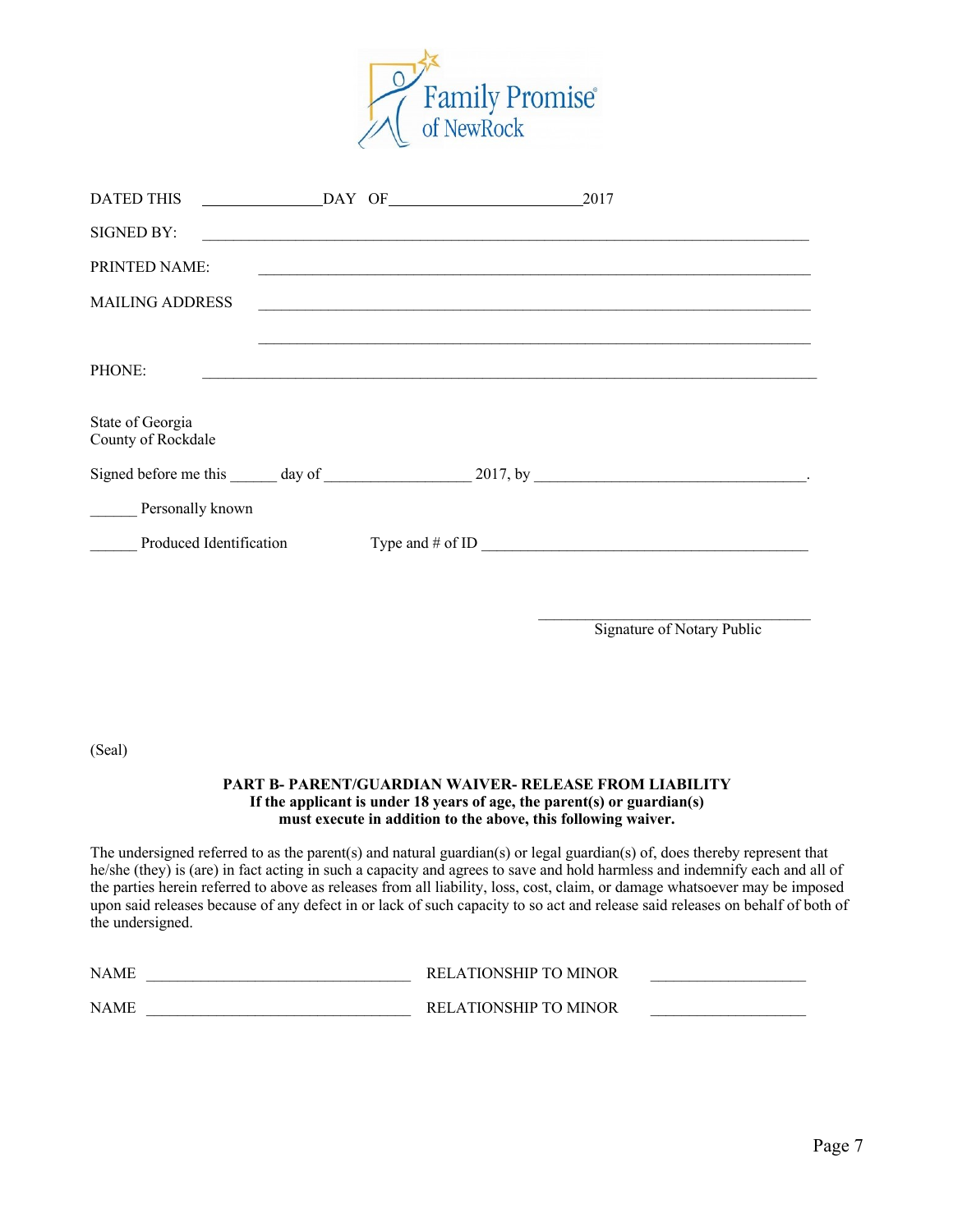DATED THIS ________________DAY OF __________________________2017

SIGNED BY: ______________________________________________________________________

PRINTED NAME: ______________________________________________________________________

MAILING ADDRESS ______________________________________________________________________

______________________________________________________________________

PHONE: ______________________________________________________________________

State of Georgia
County of Rockdale

Signed before me this ______ day of __________________ 2017, by ___________________________________.

______ Personally known

______ Produced Identification Type and # of ID _____________________________________________

___________________________________
Signature of Notary Public

(Seal)

**PART B- PARENT/GUARDIAN WAIVER- RELEASE FROM LIABILITY**
**If the applicant is under 18 years of age, the parent(s) or guardian(s) must execute in addition to the above, this following waiver.**

The undersigned referred to as the parent(s) and natural guardian(s) or legal guardian(s) of, does thereby represent that he/she (they) is (are) in fact acting in such a capacity and agrees to save and hold harmless and indemnify each and all of the parties herein referred to above as releases from all liability, loss, cost, claim, or damage whatsoever may be imposed upon said releases because of any defect in or lack of such capacity to so act and release said releases on behalf of both of the undersigned.

NAME __________________________________ RELATIONSHIP TO MINOR ____________________

NAME __________________________________ RELATIONSHIP TO MINOR ____________________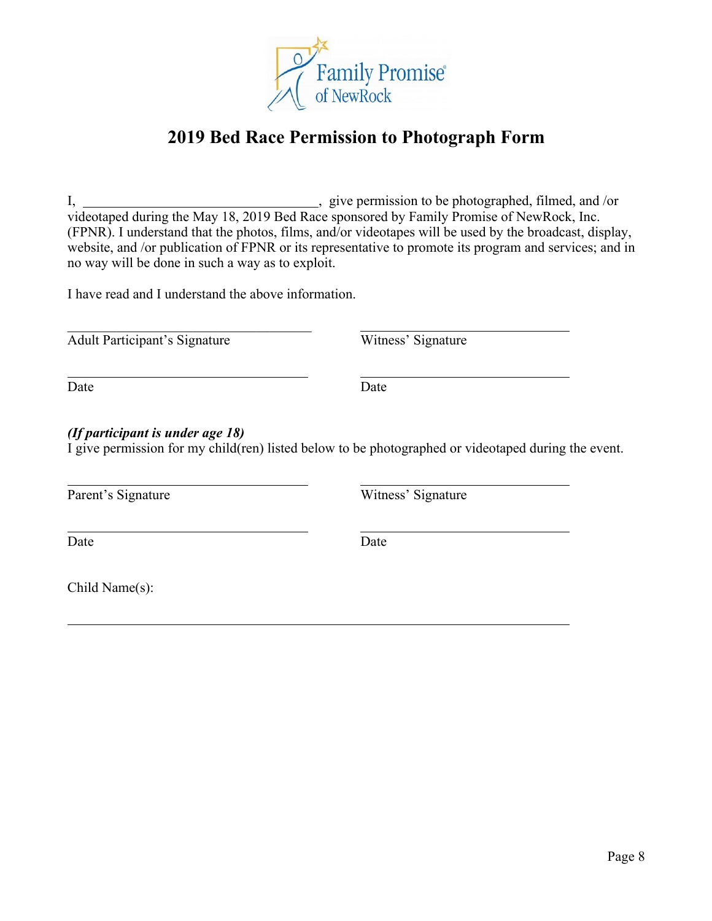Family Promise of NewRock

# 2019 Bed Race Permission to Photograph Form

I, ___________________________________, give permission to be photographed, filmed, and /or videotaped during the May 18, 2019 Bed Race sponsored by Family Promise of NewRock, Inc. (FPNR). I understand that the photos, films, and/or videotapes will be used by the broadcast, display, website, and /or publication of FPNR or its representative to promote its program and services; and in no way will be done in such a way as to exploit.

I have read and I understand the above information.

| | |
|---|---|
| ______________________________ | ______________________________ |
| Adult Participant's Signature | Witness' Signature |
| ______________________________ | ______________________________ |
| Date | Date |

***(If participant is under age 18)***
I give permission for my child(ren) listed below to be photographed or videotaped during the event.

| | |
|---|---|
| ______________________________ | ______________________________ |
| Parent's Signature | Witness' Signature |
| ______________________________ | ______________________________ |
| Date | Date |

Child Name(s):

______________________________________________________________